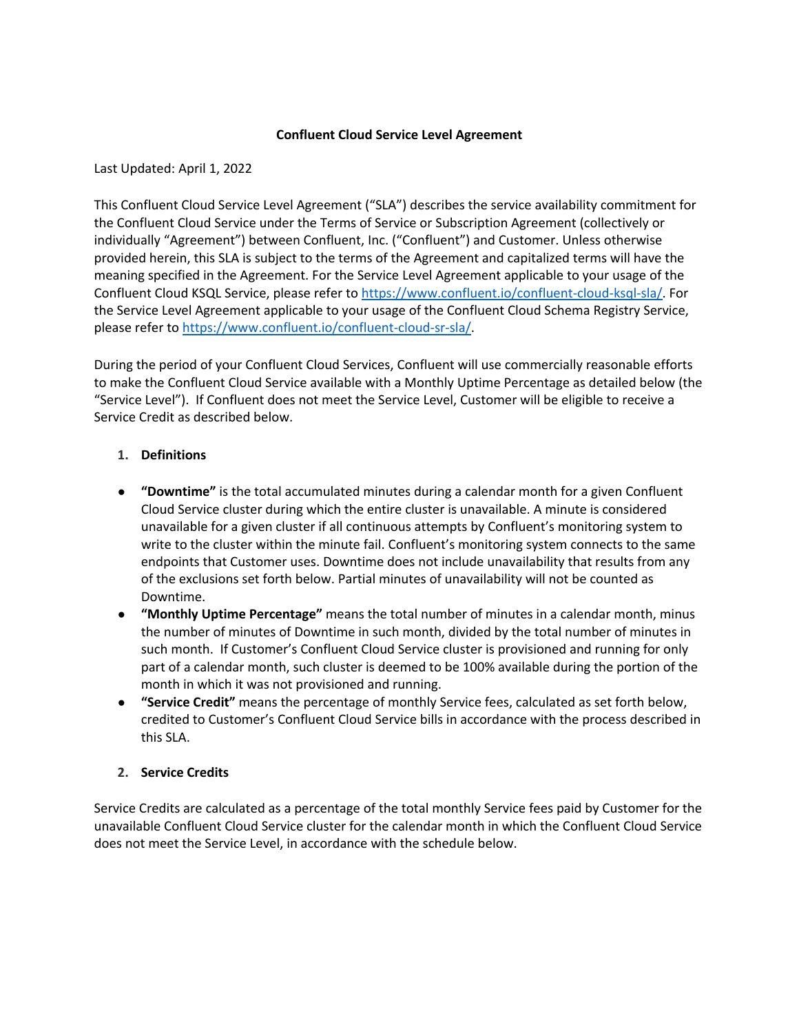# Confluent Cloud Service Level Agreement

Last Updated: April 1, 2022

This Confluent Cloud Service Level Agreement ("SLA") describes the service availability commitment for the Confluent Cloud Service under the Terms of Service or Subscription Agreement (collectively or individually "Agreement") between Confluent, Inc. ("Confluent") and Customer. Unless otherwise provided herein, this SLA is subject to the terms of the Agreement and capitalized terms will have the meaning specified in the Agreement. For the Service Level Agreement applicable to your usage of the Confluent Cloud KSQL Service, please refer to https://www.confluent.io/confluent-cloud-ksql-sla/. For the Service Level Agreement applicable to your usage of the Confluent Cloud Schema Registry Service, please refer to https://www.confluent.io/confluent-cloud-sr-sla/.

During the period of your Confluent Cloud Services, Confluent will use commercially reasonable efforts to make the Confluent Cloud Service available with a Monthly Uptime Percentage as detailed below (the "Service Level"). If Confluent does not meet the Service Level, Customer will be eligible to receive a Service Credit as described below.

## 1. Definitions

- **"Downtime"** is the total accumulated minutes during a calendar month for a given Confluent Cloud Service cluster during which the entire cluster is unavailable. A minute is considered unavailable for a given cluster if all continuous attempts by Confluent's monitoring system to write to the cluster within the minute fail. Confluent's monitoring system connects to the same endpoints that Customer uses. Downtime does not include unavailability that results from any of the exclusions set forth below. Partial minutes of unavailability will not be counted as Downtime.
- **"Monthly Uptime Percentage"** means the total number of minutes in a calendar month, minus the number of minutes of Downtime in such month, divided by the total number of minutes in such month. If Customer's Confluent Cloud Service cluster is provisioned and running for only part of a calendar month, such cluster is deemed to be 100% available during the portion of the month in which it was not provisioned and running.
- **"Service Credit"** means the percentage of monthly Service fees, calculated as set forth below, credited to Customer's Confluent Cloud Service bills in accordance with the process described in this SLA.

## 2. Service Credits

Service Credits are calculated as a percentage of the total monthly Service fees paid by Customer for the unavailable Confluent Cloud Service cluster for the calendar month in which the Confluent Cloud Service does not meet the Service Level, in accordance with the schedule below.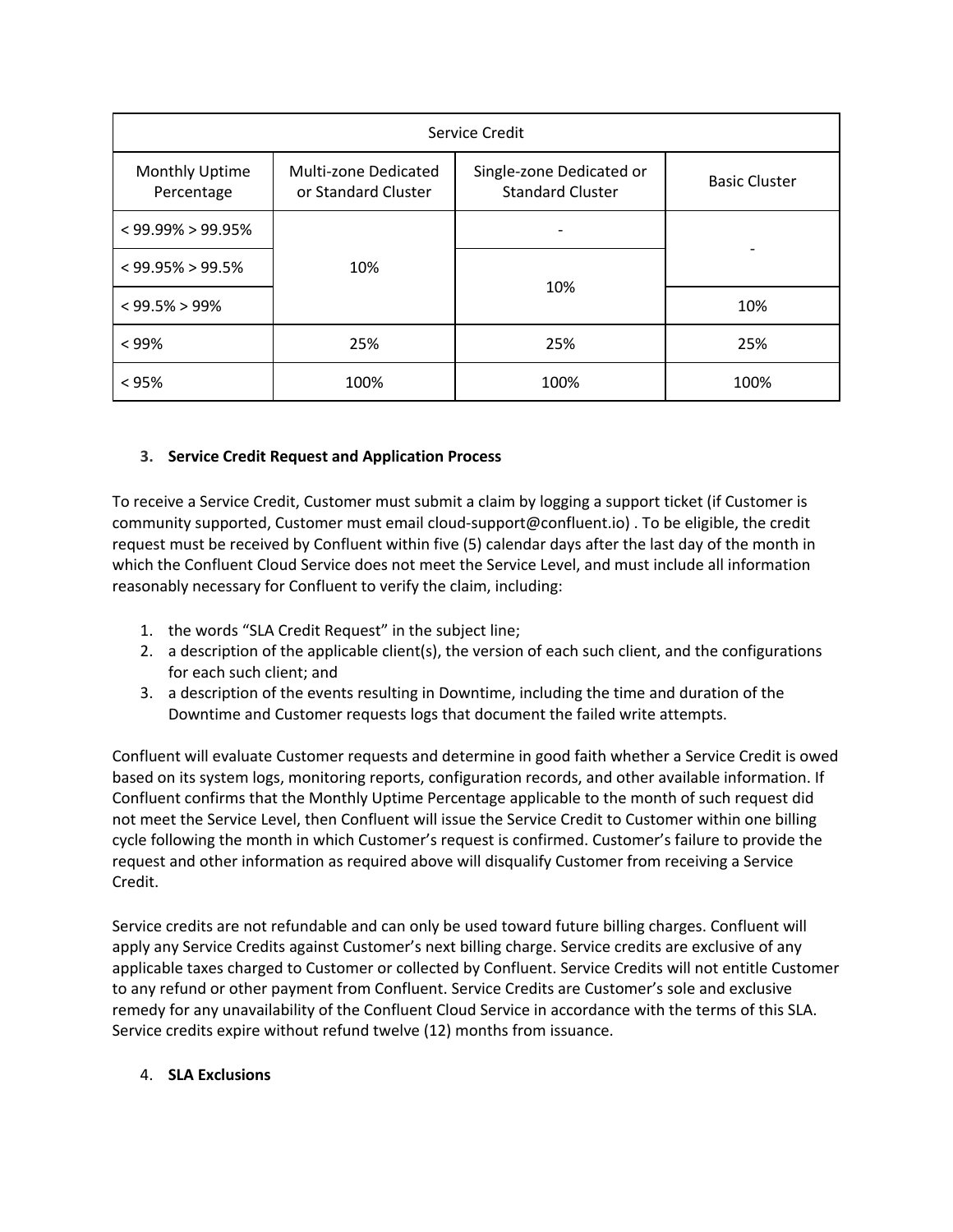| Service Credit | | | |
|---|---|---|---|
| Monthly Uptime Percentage | Multi-zone Dedicated or Standard Cluster | Single-zone Dedicated or Standard Cluster | Basic Cluster |
| < 99.99% > 99.95% | 10% | - | - |
| < 99.95% > 99.5% | | 10% | |
| < 99.5% > 99% | | | 10% |
| < 99% | 25% | 25% | 25% |
| < 95% | 100% | 100% | 100% |

3. **Service Credit Request and Application Process**

To receive a Service Credit, Customer must submit a claim by logging a support ticket (if Customer is community supported, Customer must email cloud-support@confluent.io) . To be eligible, the credit request must be received by Confluent within five (5) calendar days after the last day of the month in which the Confluent Cloud Service does not meet the Service Level, and must include all information reasonably necessary for Confluent to verify the claim, including:

1. the words "SLA Credit Request" in the subject line;
2. a description of the applicable client(s), the version of each such client, and the configurations for each such client; and
3. a description of the events resulting in Downtime, including the time and duration of the Downtime and Customer requests logs that document the failed write attempts.

Confluent will evaluate Customer requests and determine in good faith whether a Service Credit is owed based on its system logs, monitoring reports, configuration records, and other available information. If Confluent confirms that the Monthly Uptime Percentage applicable to the month of such request did not meet the Service Level, then Confluent will issue the Service Credit to Customer within one billing cycle following the month in which Customer's request is confirmed. Customer's failure to provide the request and other information as required above will disqualify Customer from receiving a Service Credit.

Service credits are not refundable and can only be used toward future billing charges. Confluent will apply any Service Credits against Customer's next billing charge. Service credits are exclusive of any applicable taxes charged to Customer or collected by Confluent. Service Credits will not entitle Customer to any refund or other payment from Confluent. Service Credits are Customer's sole and exclusive remedy for any unavailability of the Confluent Cloud Service in accordance with the terms of this SLA. Service credits expire without refund twelve (12) months from issuance.

4. **SLA Exclusions**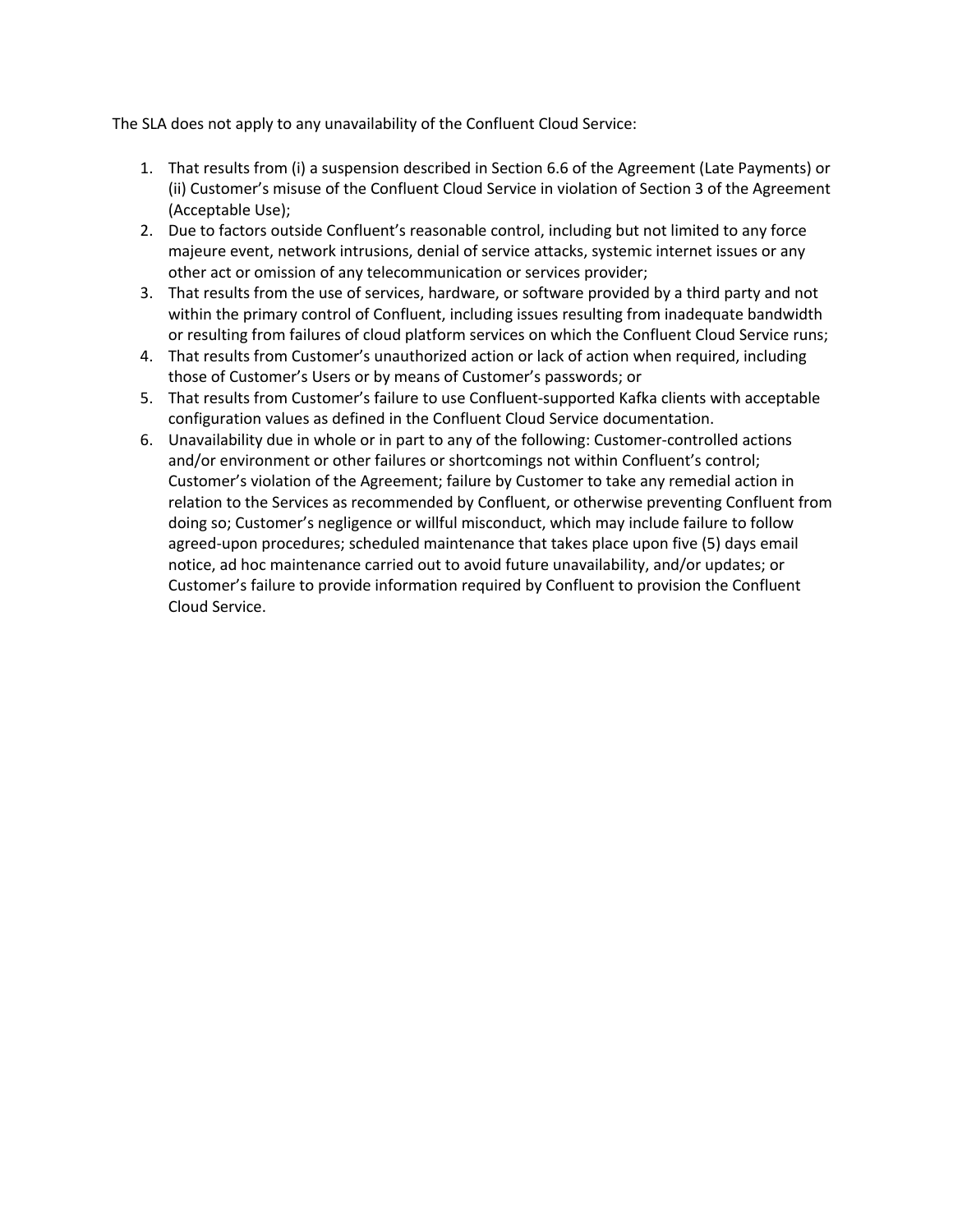The SLA does not apply to any unavailability of the Confluent Cloud Service:

1. That results from (i) a suspension described in Section 6.6 of the Agreement (Late Payments) or (ii) Customer's misuse of the Confluent Cloud Service in violation of Section 3 of the Agreement (Acceptable Use);
2. Due to factors outside Confluent's reasonable control, including but not limited to any force majeure event, network intrusions, denial of service attacks, systemic internet issues or any other act or omission of any telecommunication or services provider;
3. That results from the use of services, hardware, or software provided by a third party and not within the primary control of Confluent, including issues resulting from inadequate bandwidth or resulting from failures of cloud platform services on which the Confluent Cloud Service runs;
4. That results from Customer's unauthorized action or lack of action when required, including those of Customer's Users or by means of Customer's passwords; or
5. That results from Customer's failure to use Confluent-supported Kafka clients with acceptable configuration values as defined in the Confluent Cloud Service documentation.
6. Unavailability due in whole or in part to any of the following: Customer-controlled actions and/or environment or other failures or shortcomings not within Confluent's control; Customer's violation of the Agreement; failure by Customer to take any remedial action in relation to the Services as recommended by Confluent, or otherwise preventing Confluent from doing so; Customer's negligence or willful misconduct, which may include failure to follow agreed-upon procedures; scheduled maintenance that takes place upon five (5) days email notice, ad hoc maintenance carried out to avoid future unavailability, and/or updates; or Customer's failure to provide information required by Confluent to provision the Confluent Cloud Service.